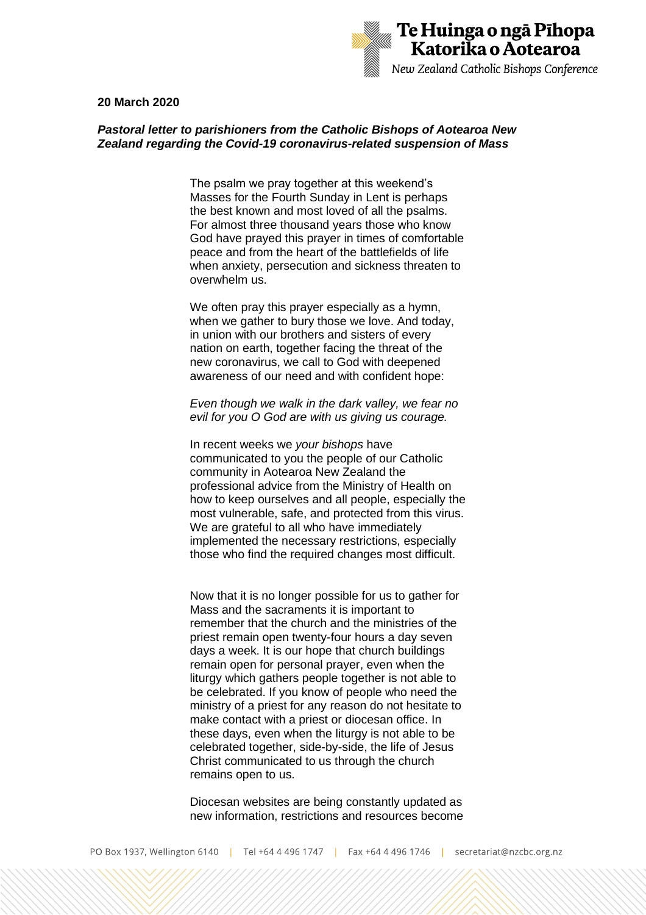Te Huinga o ngā Pīhopa Katorika o Aotearoa

*New Zealand Catholic Bishops Conference*

**20 March 2020**

***Pastoral letter to parishioners from the Catholic Bishops of Aotearoa New Zealand regarding the Covid-19 coronavirus-related suspension of Mass***

The psalm we pray together at this weekend's Masses for the Fourth Sunday in Lent is perhaps the best known and most loved of all the psalms. For almost three thousand years those who know God have prayed this prayer in times of comfortable peace and from the heart of the battlefields of life when anxiety, persecution and sickness threaten to overwhelm us.

We often pray this prayer especially as a hymn, when we gather to bury those we love. And today, in union with our brothers and sisters of every nation on earth, together facing the threat of the new coronavirus, we call to God with deepened awareness of our need and with confident hope:

*Even though we walk in the dark valley, we fear no evil for you O God are with us giving us courage.*

In recent weeks we *your bishops* have communicated to you the people of our Catholic community in Aotearoa New Zealand the professional advice from the Ministry of Health on how to keep ourselves and all people, especially the most vulnerable, safe, and protected from this virus. We are grateful to all who have immediately implemented the necessary restrictions, especially those who find the required changes most difficult.

Now that it is no longer possible for us to gather for Mass and the sacraments it is important to remember that the church and the ministries of the priest remain open twenty-four hours a day seven days a week. It is our hope that church buildings remain open for personal prayer, even when the liturgy which gathers people together is not able to be celebrated. If you know of people who need the ministry of a priest for any reason do not hesitate to make contact with a priest or diocesan office. In these days, even when the liturgy is not able to be celebrated together, side-by-side, the life of Jesus Christ communicated to us through the church remains open to us.

Diocesan websites are being constantly updated as new information, restrictions and resources become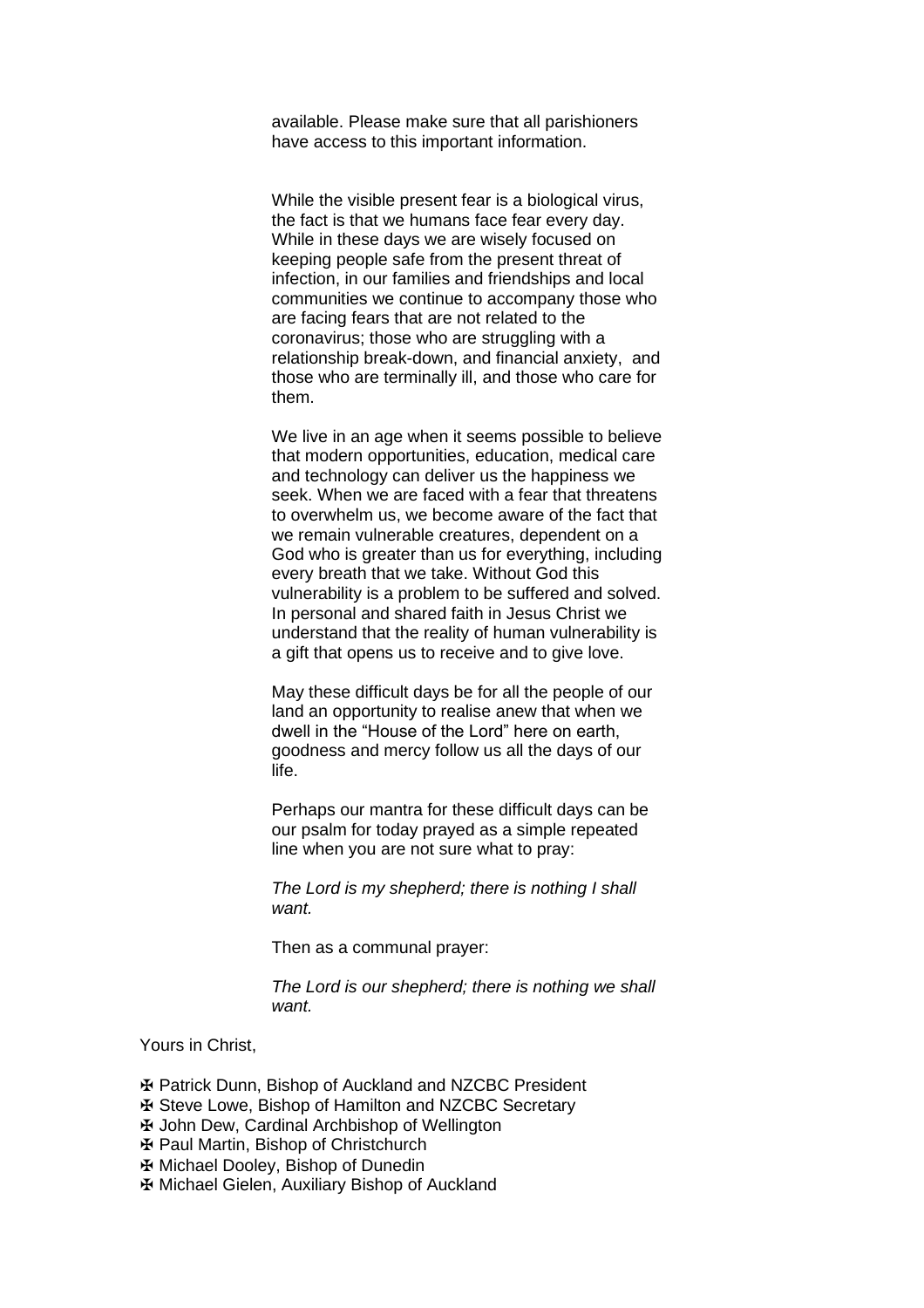available. Please make sure that all parishioners have access to this important information.

While the visible present fear is a biological virus, the fact is that we humans face fear every day. While in these days we are wisely focused on keeping people safe from the present threat of infection, in our families and friendships and local communities we continue to accompany those who are facing fears that are not related to the coronavirus; those who are struggling with a relationship break-down, and financial anxiety, and those who are terminally ill, and those who care for them.

We live in an age when it seems possible to believe that modern opportunities, education, medical care and technology can deliver us the happiness we seek. When we are faced with a fear that threatens to overwhelm us, we become aware of the fact that we remain vulnerable creatures, dependent on a God who is greater than us for everything, including every breath that we take. Without God this vulnerability is a problem to be suffered and solved. In personal and shared faith in Jesus Christ we understand that the reality of human vulnerability is a gift that opens us to receive and to give love.

May these difficult days be for all the people of our land an opportunity to realise anew that when we dwell in the "House of the Lord" here on earth, goodness and mercy follow us all the days of our life.

Perhaps our mantra for these difficult days can be our psalm for today prayed as a simple repeated line when you are not sure what to pray:

*The Lord is my shepherd; there is nothing I shall want.*

Then as a communal prayer:

*The Lord is our shepherd; there is nothing we shall want.*

Yours in Christ,

✠ Patrick Dunn, Bishop of Auckland and NZCBC President
✠ Steve Lowe, Bishop of Hamilton and NZCBC Secretary
✠ John Dew, Cardinal Archbishop of Wellington
✠ Paul Martin, Bishop of Christchurch
✠ Michael Dooley, Bishop of Dunedin
✠ Michael Gielen, Auxiliary Bishop of Auckland